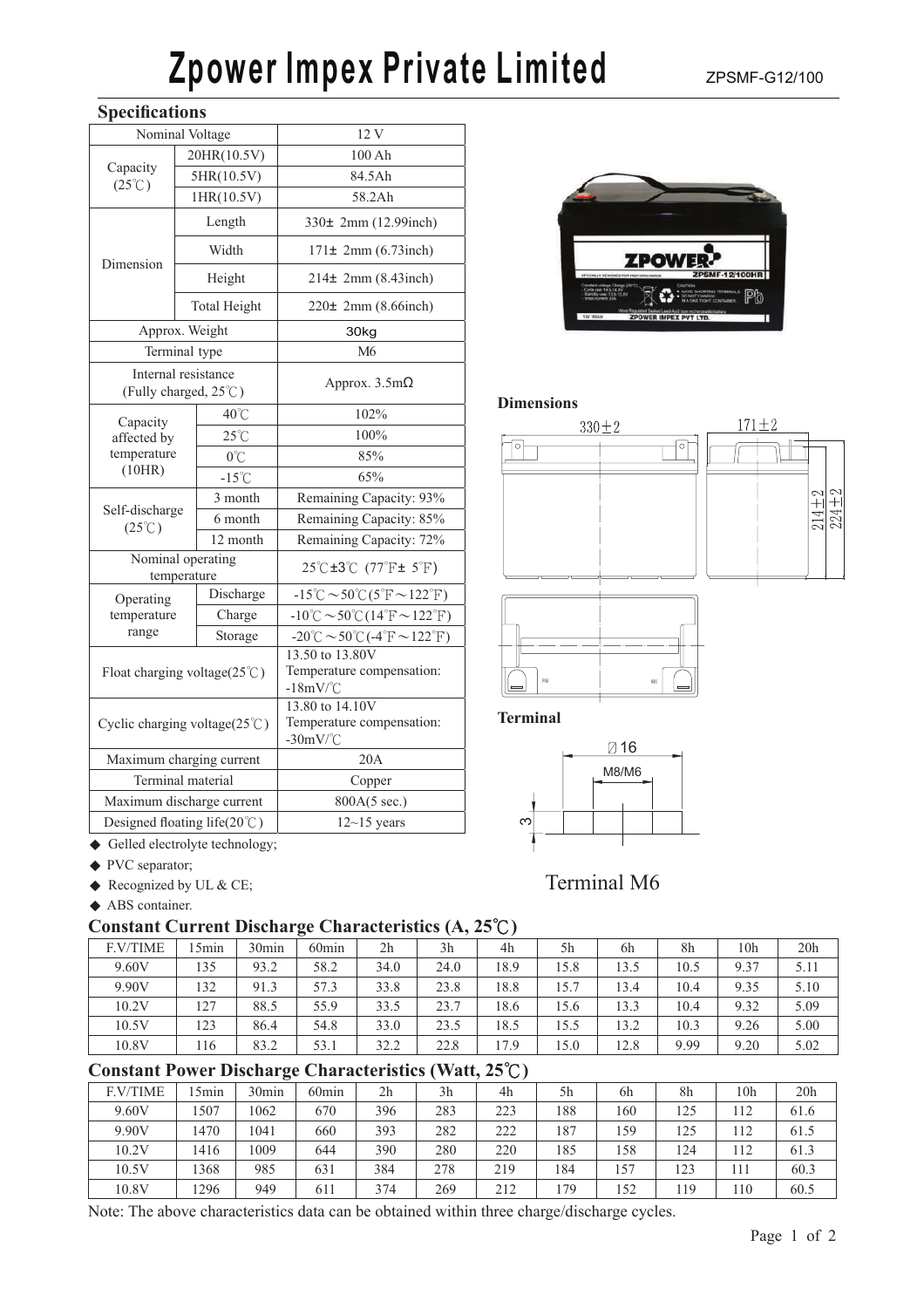# Zpower Impex Private Limited

ZPSMF-G12/100

## Specifications

| Nominal Voltage | | 12 V |
|---|---|---|
| Capacity (25℃) | 20HR(10.5V) | 100 Ah |
| | 5HR(10.5V) | 84.5Ah |
| | 1HR(10.5V) | 58.2Ah |
| Dimension | Length | 330± 2mm (12.99inch) |
| | Width | 171± 2mm (6.73inch) |
| | Height | 214± 2mm (8.43inch) |
| | Total Height | 220± 2mm (8.66inch) |
| Approx. Weight | | 30kg |
| Terminal type | | M6 |
| Internal resistance (Fully charged, 25℃) | | Approx. 3.5mΩ |
| Capacity affected by temperature (10HR) | 40℃ | 102% |
| | 25℃ | 100% |
| | 0℃ | 85% |
| | -15℃ | 65% |
| Self-discharge (25℃) | 3 month | Remaining Capacity: 93% |
| | 6 month | Remaining Capacity: 85% |
| | 12 month | Remaining Capacity: 72% |
| Nominal operating temperature | | 25℃±3℃ (77℉± 5℉) |
| Operating temperature range | Discharge | -15℃～50℃(5℉～122℉) |
| | Charge | -10℃～50℃(14℉～122℉) |
| | Storage | -20℃～50℃(-4℉～122℉) |
| Float charging voltage(25℃) | | 13.50 to 13.80V Temperature compensation: -18mV/℃ |
| Cyclic charging voltage(25℃) | | 13.80 to 14.10V Temperature compensation: -30mV/℃ |
| Maximum charging current | | 20A |
| Terminal material | | Copper |
| Maximum discharge current | | 800A(5 sec.) |
| Designed floating life(20℃) | | 12~15 years |

- Gelled electrolyte technology;
- PVC separator;
- Recognized by UL & CE;
- ABS container.

### Dimensions

330±2, 171±2, 214±2, 224±2

### Terminal

Ø16, M8/M6, 3

Terminal M6

## Constant Current Discharge Characteristics (A, 25℃)

| F.V/TIME | 15min | 30min | 60min | 2h | 3h | 4h | 5h | 6h | 8h | 10h | 20h |
|---|---|---|---|---|---|---|---|---|---|---|---|
| 9.60V | 135 | 93.2 | 58.2 | 34.0 | 24.0 | 18.9 | 15.8 | 13.5 | 10.5 | 9.37 | 5.11 |
| 9.90V | 132 | 91.3 | 57.3 | 33.8 | 23.8 | 18.8 | 15.7 | 13.4 | 10.4 | 9.35 | 5.10 |
| 10.2V | 127 | 88.5 | 55.9 | 33.5 | 23.7 | 18.6 | 15.6 | 13.3 | 10.4 | 9.32 | 5.09 |
| 10.5V | 123 | 86.4 | 54.8 | 33.0 | 23.5 | 18.5 | 15.5 | 13.2 | 10.3 | 9.26 | 5.00 |
| 10.8V | 116 | 83.2 | 53.1 | 32.2 | 22.8 | 17.9 | 15.0 | 12.8 | 9.99 | 9.20 | 5.02 |

## Constant Power Discharge Characteristics (Watt, 25℃)

| F.V/TIME | 15min | 30min | 60min | 2h | 3h | 4h | 5h | 6h | 8h | 10h | 20h |
|---|---|---|---|---|---|---|---|---|---|---|---|
| 9.60V | 1507 | 1062 | 670 | 396 | 283 | 223 | 188 | 160 | 125 | 112 | 61.6 |
| 9.90V | 1470 | 1041 | 660 | 393 | 282 | 222 | 187 | 159 | 125 | 112 | 61.5 |
| 10.2V | 1416 | 1009 | 644 | 390 | 280 | 220 | 185 | 158 | 124 | 112 | 61.3 |
| 10.5V | 1368 | 985 | 631 | 384 | 278 | 219 | 184 | 157 | 123 | 111 | 60.3 |
| 10.8V | 1296 | 949 | 611 | 374 | 269 | 212 | 179 | 152 | 119 | 110 | 60.5 |

Note: The above characteristics data can be obtained within three charge/discharge cycles.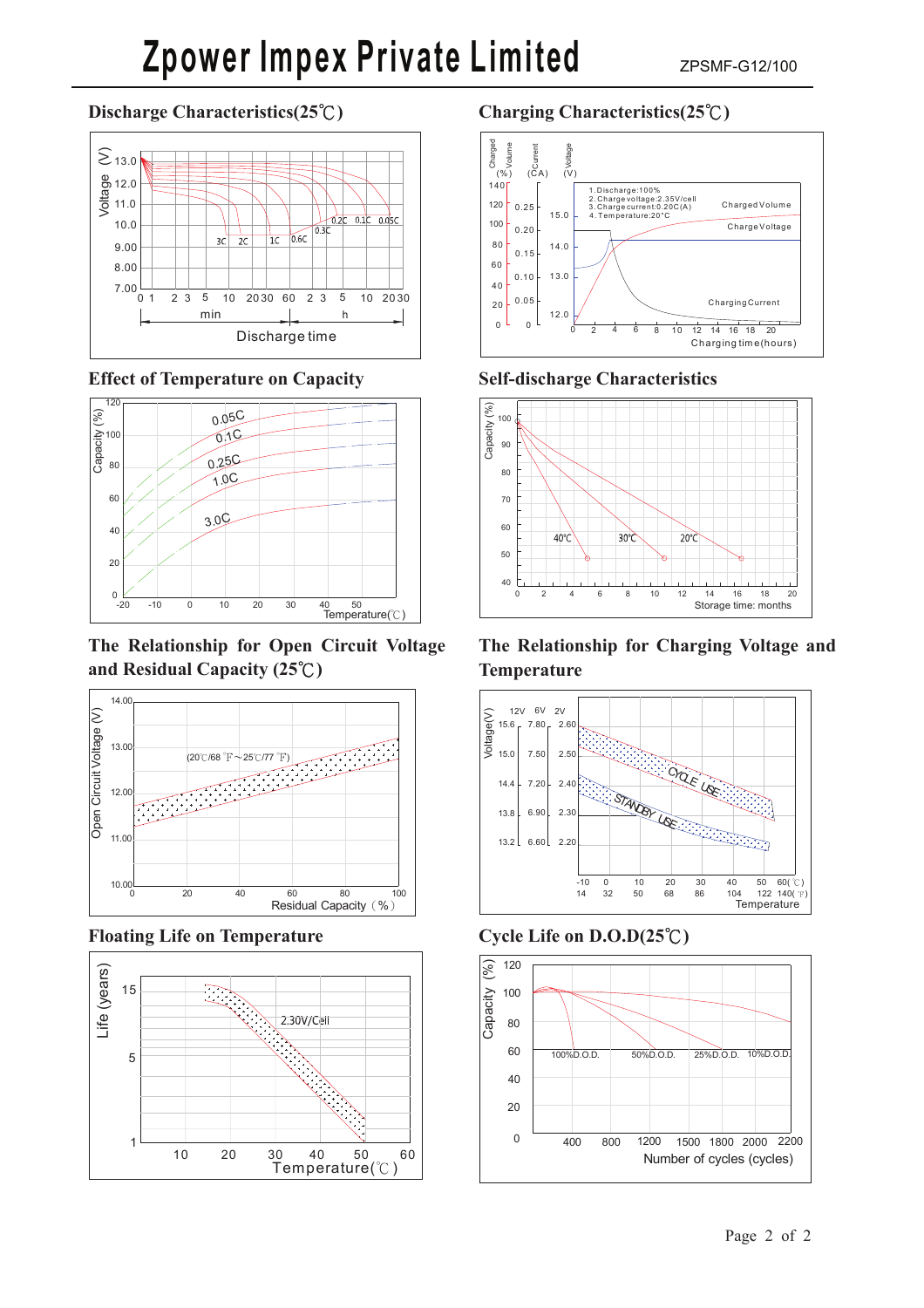# Zpower Impex Private Limited

ZPSMF-G12/100

## Discharge Characteristics(25℃)

(V) Voltage
13.0
12.0
11.0
10.0
9.00
8.00
7.00

3C 2C 1C 0.6C 0.3C 0.2C 0.1C 0.05C

0 1 2 3 5 10 20 30 60 2 3 5 10 20 30

min h

Discharge time

## Charging Characteristics(25℃)

Charged Volume (%)
Current (CA)
Voltage (V)

140
120 0.25
100 0.20 15.0
80 0.15 14.0
60
40 0.10 13.0
20 0.05
0 0 12.0

1.Discharge:100%
2.Charge voltage:2.35V/cell
3.Charge current:0.20C(A)
4.Temperature:20°C

Charged Volume
Charge Voltage
Charging Current

0 2 4 6 8 10 12 14 16 18 20

Charging time(hours)

## Effect of Temperature on Capacity

Capacity (%)
120
100
80
60
40
20
0

0.05C
0.1C
0.25C
1.0C
3.0C

-20 -10 0 10 20 30 40 50

Temperature(℃)

## Self-discharge Characteristics

Capacity (%)
100
90
80
70
60
50
40

40℃ 30℃ 20℃

0 2 4 6 8 10 12 14 16 18 20

Storage time: months

## The Relationship for Open Circuit Voltage and Residual Capacity (25℃)

Open Circuit Voltage (V)
14.00
13.00
12.00
11.00
10.00

(20℃/68 ℉~25℃/77 ℉)

0 20 40 60 80 100

Residual Capacity (%)

## The Relationship for Charging Voltage and Temperature

Voltage(V)
12V 6V 2V
15.6 7.80 2.60
15.0 7.50 2.50
14.4 7.20 2.40
13.8 6.90 2.30
13.2 6.60 2.20

CYCLE USE
STANDBY USE

-10 0 10 20 30 40 50 60(℃)
14 32 50 68 86 104 122 140(℉)

Temperature

## Floating Life on Temperature

Life (years)
15
5
1

2.30V/Cell

10 20 30 40 50 60

Temperature(℃)

## Cycle Life on D.O.D(25℃)

Capacity (%)
120
100
80
60
40
20
0

100%D.O.D. 50%D.O.D. 25%D.O.D. 10%D.O.D.

400 800 1200 1500 1800 2000 2200

Number of cycles (cycles)